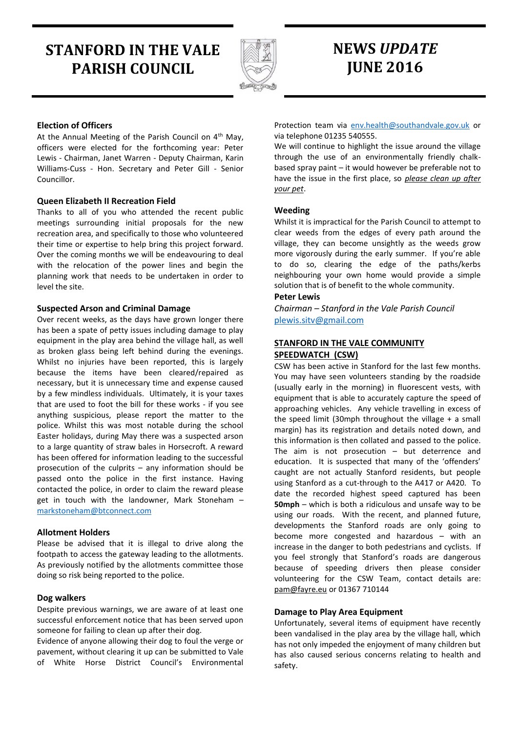# STANFORD IN THE VALE PARISH COUNCIL

# NEWS *UPDATE* JUNE 2016

### Election of Officers

At the Annual Meeting of the Parish Council on 4th May, officers were elected for the forthcoming year: Peter Lewis - Chairman, Janet Warren - Deputy Chairman, Karin Williams-Cuss - Hon. Secretary and Peter Gill - Senior Councillor.

### Queen Elizabeth II Recreation Field

Thanks to all of you who attended the recent public meetings surrounding initial proposals for the new recreation area, and specifically to those who volunteered their time or expertise to help bring this project forward. Over the coming months we will be endeavouring to deal with the relocation of the power lines and begin the planning work that needs to be undertaken in order to level the site.

### Suspected Arson and Criminal Damage

Over recent weeks, as the days have grown longer there has been a spate of petty issues including damage to play equipment in the play area behind the village hall, as well as broken glass being left behind during the evenings. Whilst no injuries have been reported, this is largely because the items have been cleared/repaired as necessary, but it is unnecessary time and expense caused by a few mindless individuals. Ultimately, it is your taxes that are used to foot the bill for these works - if you see anything suspicious, please report the matter to the police. Whilst this was most notable during the school Easter holidays, during May there was a suspected arson to a large quantity of straw bales in Horsecroft. A reward has been offered for information leading to the successful prosecution of the culprits – any information should be passed onto the police in the first instance. Having contacted the police, in order to claim the reward please get in touch with the landowner, Mark Stoneham – markstoneham@btconnect.com

### Allotment Holders

Please be advised that it is illegal to drive along the footpath to access the gateway leading to the allotments. As previously notified by the allotments committee those doing so risk being reported to the police.

### Dog walkers

Despite previous warnings, we are aware of at least one successful enforcement notice that has been served upon someone for failing to clean up after their dog.

Evidence of anyone allowing their dog to foul the verge or pavement, without clearing it up can be submitted to Vale of White Horse District Council's Environmental Protection team via env.health@southandvale.gov.uk or via telephone 01235 540555.

We will continue to highlight the issue around the village through the use of an environmentally friendly chalk-based spray paint – it would however be preferable not to have the issue in the first place, so ***please clean up after your pet***.

### Weeding

Whilst it is impractical for the Parish Council to attempt to clear weeds from the edges of every path around the village, they can become unsightly as the weeds grow more vigorously during the early summer. If you're able to do so, clearing the edge of the paths/kerbs neighbouring your own home would provide a simple solution that is of benefit to the whole community.

**Peter Lewis**

*Chairman – Stanford in the Vale Parish Council*
plewis.sitv@gmail.com

### STANFORD IN THE VALE COMMUNITY SPEEDWATCH (CSW)

CSW has been active in Stanford for the last few months. You may have seen volunteers standing by the roadside (usually early in the morning) in fluorescent vests, with equipment that is able to accurately capture the speed of approaching vehicles. Any vehicle travelling in excess of the speed limit (30mph throughout the village + a small margin) has its registration and details noted down, and this information is then collated and passed to the police. The aim is not prosecution – but deterrence and education. It is suspected that many of the 'offenders' caught are not actually Stanford residents, but people using Stanford as a cut-through to the A417 or A420. To date the recorded highest speed captured has been **50mph** – which is both a ridiculous and unsafe way to be using our roads. With the recent, and planned future, developments the Stanford roads are only going to become more congested and hazardous – with an increase in the danger to both pedestrians and cyclists. If you feel strongly that Stanford's roads are dangerous because of speeding drivers then please consider volunteering for the CSW Team, contact details are: pam@fayre.eu or 01367 710144

### Damage to Play Area Equipment

Unfortunately, several items of equipment have recently been vandalised in the play area by the village hall, which has not only impeded the enjoyment of many children but has also caused serious concerns relating to health and safety.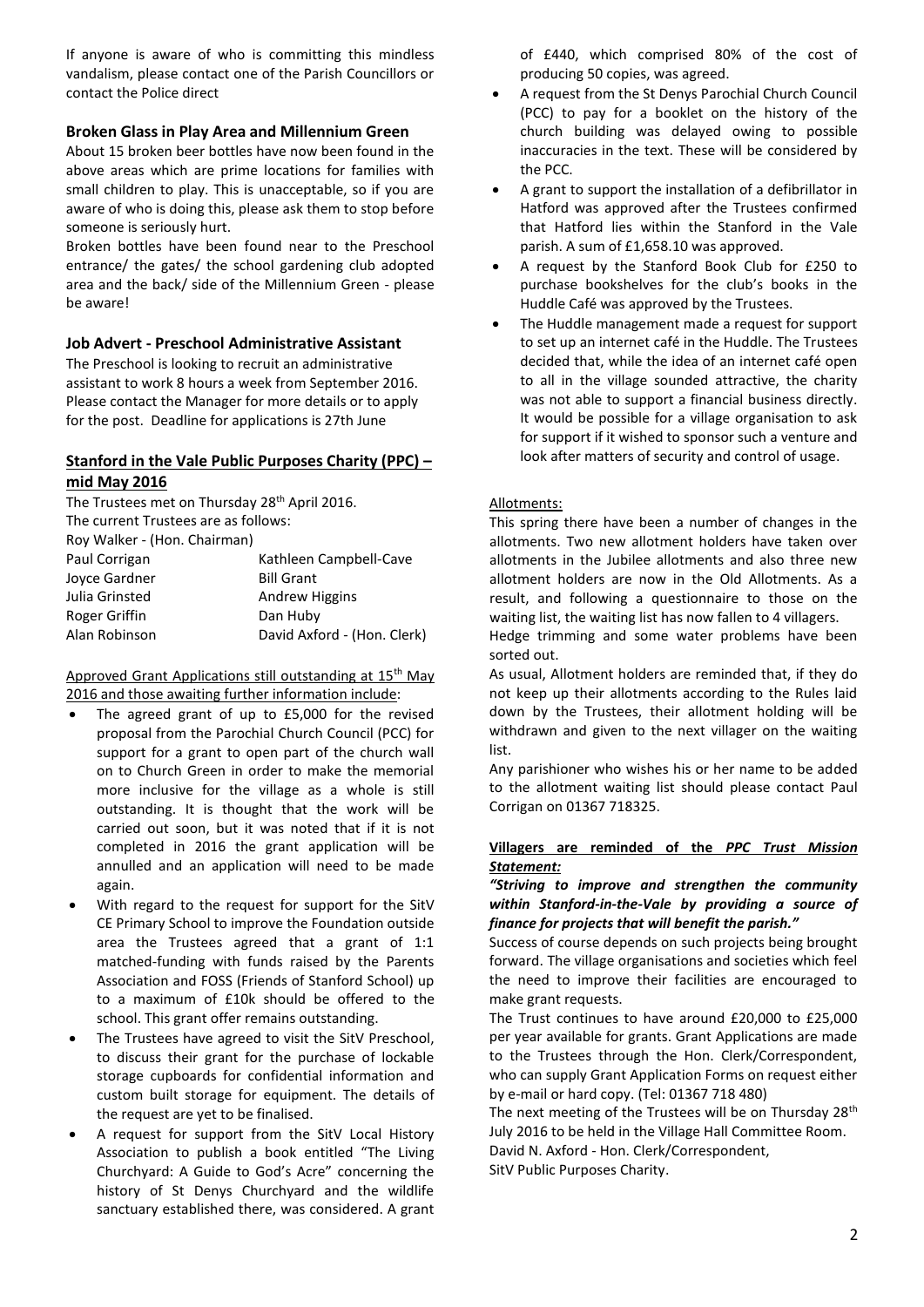If anyone is aware of who is committing this mindless vandalism, please contact one of the Parish Councillors or contact the Police direct

### Broken Glass in Play Area and Millennium Green

About 15 broken beer bottles have now been found in the above areas which are prime locations for families with small children to play. This is unacceptable, so if you are aware of who is doing this, please ask them to stop before someone is seriously hurt.

Broken bottles have been found near to the Preschool entrance/ the gates/ the school gardening club adopted area and the back/ side of the Millennium Green - please be aware!

### Job Advert - Preschool Administrative Assistant

The Preschool is looking to recruit an administrative assistant to work 8 hours a week from September 2016. Please contact the Manager for more details or to apply for the post. Deadline for applications is 27th June

### Stanford in the Vale Public Purposes Charity (PPC) – mid May 2016

The Trustees met on Thursday 28th April 2016.
The current Trustees are as follows:
Roy Walker - (Hon. Chairman)

| | |
|---|---|
| Paul Corrigan | Kathleen Campbell-Cave |
| Joyce Gardner | Bill Grant |
| Julia Grinsted | Andrew Higgins |
| Roger Griffin | Dan Huby |
| Alan Robinson | David Axford - (Hon. Clerk) |

Approved Grant Applications still outstanding at 15th May 2016 and those awaiting further information include:

- The agreed grant of up to £5,000 for the revised proposal from the Parochial Church Council (PCC) for support for a grant to open part of the church wall on to Church Green in order to make the memorial more inclusive for the village as a whole is still outstanding. It is thought that the work will be carried out soon, but it was noted that if it is not completed in 2016 the grant application will be annulled and an application will need to be made again.
- With regard to the request for support for the SitV CE Primary School to improve the Foundation outside area the Trustees agreed that a grant of 1:1 matched-funding with funds raised by the Parents Association and FOSS (Friends of Stanford School) up to a maximum of £10k should be offered to the school. This grant offer remains outstanding.
- The Trustees have agreed to visit the SitV Preschool, to discuss their grant for the purchase of lockable storage cupboards for confidential information and custom built storage for equipment. The details of the request are yet to be finalised.
- A request for support from the SitV Local History Association to publish a book entitled "The Living Churchyard: A Guide to God's Acre" concerning the history of St Denys Churchyard and the wildlife sanctuary established there, was considered. A grant of £440, which comprised 80% of the cost of producing 50 copies, was agreed.
- A request from the St Denys Parochial Church Council (PCC) to pay for a booklet on the history of the church building was delayed owing to possible inaccuracies in the text. These will be considered by the PCC.
- A grant to support the installation of a defibrillator in Hatford was approved after the Trustees confirmed that Hatford lies within the Stanford in the Vale parish. A sum of £1,658.10 was approved.
- A request by the Stanford Book Club for £250 to purchase bookshelves for the club's books in the Huddle Café was approved by the Trustees.
- The Huddle management made a request for support to set up an internet café in the Huddle. The Trustees decided that, while the idea of an internet café open to all in the village sounded attractive, the charity was not able to support a financial business directly. It would be possible for a village organisation to ask for support if it wished to sponsor such a venture and look after matters of security and control of usage.

Allotments:

This spring there have been a number of changes in the allotments. Two new allotment holders have taken over allotments in the Jubilee allotments and also three new allotment holders are now in the Old Allotments. As a result, and following a questionnaire to those on the waiting list, the waiting list has now fallen to 4 villagers.

Hedge trimming and some water problems have been sorted out.

As usual, Allotment holders are reminded that, if they do not keep up their allotments according to the Rules laid down by the Trustees, their allotment holding will be withdrawn and given to the next villager on the waiting list.

Any parishioner who wishes his or her name to be added to the allotment waiting list should please contact Paul Corrigan on 01367 718325.

**Villagers are reminded of the *PPC Trust Mission Statement:***

***"Striving to improve and strengthen the community within Stanford-in-the-Vale by providing a source of finance for projects that will benefit the parish."***

Success of course depends on such projects being brought forward. The village organisations and societies which feel the need to improve their facilities are encouraged to make grant requests.

The Trust continues to have around £20,000 to £25,000 per year available for grants. Grant Applications are made to the Trustees through the Hon. Clerk/Correspondent, who can supply Grant Application Forms on request either by e-mail or hard copy. (Tel: 01367 718 480)

The next meeting of the Trustees will be on Thursday 28th July 2016 to be held in the Village Hall Committee Room.

David N. Axford - Hon. Clerk/Correspondent,
SitV Public Purposes Charity.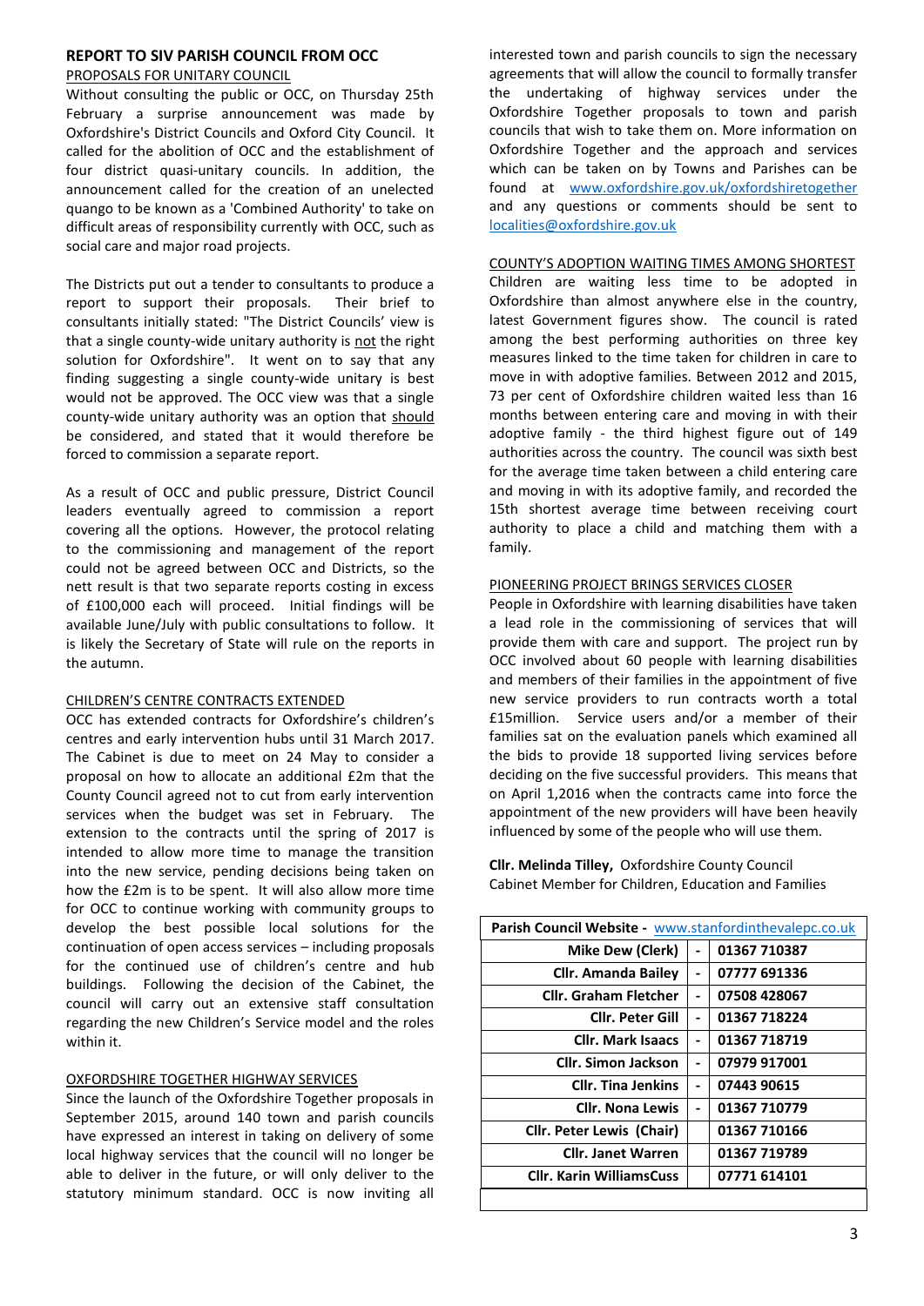## REPORT TO SIV PARISH COUNCIL FROM OCC

### PROPOSALS FOR UNITARY COUNCIL

Without consulting the public or OCC, on Thursday 25th February a surprise announcement was made by Oxfordshire's District Councils and Oxford City Council. It called for the abolition of OCC and the establishment of four district quasi-unitary councils. In addition, the announcement called for the creation of an unelected quango to be known as a 'Combined Authority' to take on difficult areas of responsibility currently with OCC, such as social care and major road projects.

The Districts put out a tender to consultants to produce a report to support their proposals. Their brief to consultants initially stated: "The District Councils' view is that a single county-wide unitary authority is not the right solution for Oxfordshire". It went on to say that any finding suggesting a single county-wide unitary is best would not be approved. The OCC view was that a single county-wide unitary authority was an option that should be considered, and stated that it would therefore be forced to commission a separate report.

As a result of OCC and public pressure, District Council leaders eventually agreed to commission a report covering all the options. However, the protocol relating to the commissioning and management of the report could not be agreed between OCC and Districts, so the nett result is that two separate reports costing in excess of £100,000 each will proceed. Initial findings will be available June/July with public consultations to follow. It is likely the Secretary of State will rule on the reports in the autumn.

### CHILDREN'S CENTRE CONTRACTS EXTENDED

OCC has extended contracts for Oxfordshire's children's centres and early intervention hubs until 31 March 2017. The Cabinet is due to meet on 24 May to consider a proposal on how to allocate an additional £2m that the County Council agreed not to cut from early intervention services when the budget was set in February. The extension to the contracts until the spring of 2017 is intended to allow more time to manage the transition into the new service, pending decisions being taken on how the £2m is to be spent. It will also allow more time for OCC to continue working with community groups to develop the best possible local solutions for the continuation of open access services – including proposals for the continued use of children's centre and hub buildings. Following the decision of the Cabinet, the council will carry out an extensive staff consultation regarding the new Children's Service model and the roles within it.

### OXFORDSHIRE TOGETHER HIGHWAY SERVICES

Since the launch of the Oxfordshire Together proposals in September 2015, around 140 town and parish councils have expressed an interest in taking on delivery of some local highway services that the council will no longer be able to deliver in the future, or will only deliver to the statutory minimum standard. OCC is now inviting all interested town and parish councils to sign the necessary agreements that will allow the council to formally transfer the undertaking of highway services under the Oxfordshire Together proposals to town and parish councils that wish to take them on. More information on Oxfordshire Together and the approach and services which can be taken on by Towns and Parishes can be found at www.oxfordshire.gov.uk/oxfordshiretogether and any questions or comments should be sent to localities@oxfordshire.gov.uk

### COUNTY'S ADOPTION WAITING TIMES AMONG SHORTEST

Children are waiting less time to be adopted in Oxfordshire than almost anywhere else in the country, latest Government figures show. The council is rated among the best performing authorities on three key measures linked to the time taken for children in care to move in with adoptive families. Between 2012 and 2015, 73 per cent of Oxfordshire children waited less than 16 months between entering care and moving in with their adoptive family - the third highest figure out of 149 authorities across the country. The council was sixth best for the average time taken between a child entering care and moving in with its adoptive family, and recorded the 15th shortest average time between receiving court authority to place a child and matching them with a family.

### PIONEERING PROJECT BRINGS SERVICES CLOSER

People in Oxfordshire with learning disabilities have taken a lead role in the commissioning of services that will provide them with care and support. The project run by OCC involved about 60 people with learning disabilities and members of their families in the appointment of five new service providers to run contracts worth a total £15million. Service users and/or a member of their families sat on the evaluation panels which examined all the bids to provide 18 supported living services before deciding on the five successful providers. This means that on April 1,2016 when the contracts came into force the appointment of the new providers will have been heavily influenced by some of the people who will use them.

**Cllr. Melinda Tilley,** Oxfordshire County Council
Cabinet Member for Children, Education and Families

| Parish Council Website - www.stanfordinthevalepc.co.uk | | |
|---|---|---|
| Mike Dew (Clerk) | - | 01367 710387 |
| Cllr. Amanda Bailey | - | 07777 691336 |
| Cllr. Graham Fletcher | - | 07508 428067 |
| Cllr. Peter Gill | - | 01367 718224 |
| Cllr. Mark Isaacs | - | 01367 718719 |
| Cllr. Simon Jackson | - | 07979 917001 |
| Cllr. Tina Jenkins | - | 07443 90615 |
| Cllr. Nona Lewis | - | 01367 710779 |
| Cllr. Peter Lewis (Chair) | | 01367 710166 |
| Cllr. Janet Warren | | 01367 719789 |
| Cllr. Karin WilliamsCuss | | 07771 614101 |